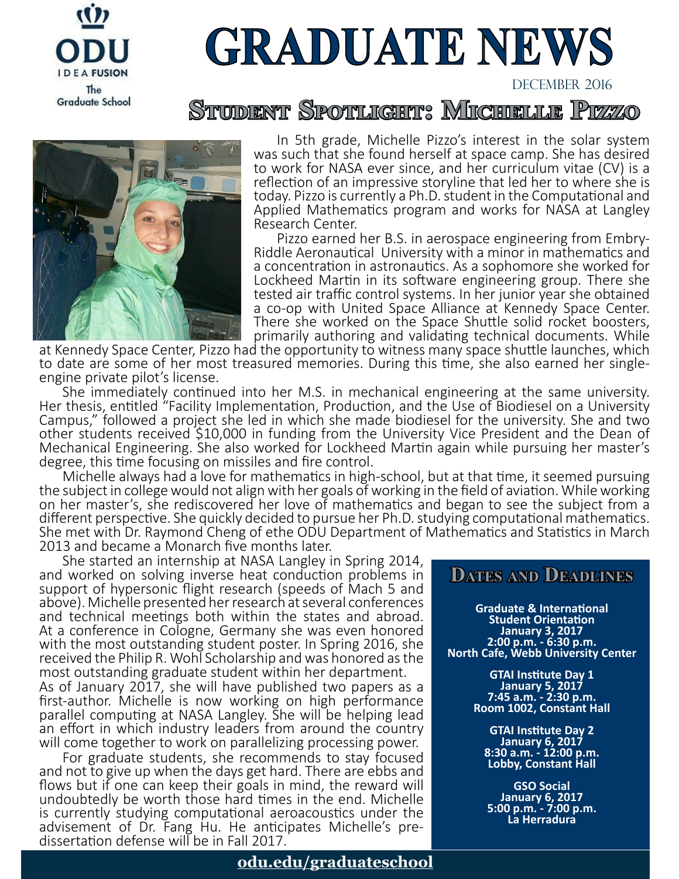# GRADUATE NEWS

December 2016

## Student Spotlight: Michelle Pizzo

In 5th grade, Michelle Pizzo's interest in the solar system was such that she found herself at space camp. She has desired to work for NASA ever since, and her curriculum vitae (CV) is a reflection of an impressive storyline that led her to where she is today. Pizzo is currently a Ph.D. student in the Computational and Applied Mathematics program and works for NASA at Langley Research Center.

Pizzo earned her B.S. in aerospace engineering from Embry-Riddle Aeronautical University with a minor in mathematics and a concentration in astronautics. As a sophomore she worked for Lockheed Martin in its software engineering group. There she tested air traffic control systems. In her junior year she obtained a co-op with United Space Alliance at Kennedy Space Center. There she worked on the Space Shuttle solid rocket boosters, primarily authoring and validating technical documents. While at Kennedy Space Center, Pizzo had the opportunity to witness many space shuttle launches, which to date are some of her most treasured memories. During this time, she also earned her single-engine private pilot's license.

She immediately continued into her M.S. in mechanical engineering at the same university. Her thesis, entitled "Facility Implementation, Production, and the Use of Biodiesel on a University Campus," followed a project she led in which she made biodiesel for the university. She and two other students received $10,000 in funding from the University Vice President and the Dean of Mechanical Engineering. She also worked for Lockheed Martin again while pursuing her master's degree, this time focusing on missiles and fire control.

Michelle always had a love for mathematics in high-school, but at that time, it seemed pursuing the subject in college would not align with her goals of working in the field of aviation. While working on her master's, she rediscovered her love of mathematics and began to see the subject from a different perspective. She quickly decided to pursue her Ph.D. studying computational mathematics. She met with Dr. Raymond Cheng of ethe ODU Department of Mathematics and Statistics in March 2013 and became a Monarch five months later.

She started an internship at NASA Langley in Spring 2014, and worked on solving inverse heat conduction problems in support of hypersonic flight research (speeds of Mach 5 and above). Michelle presented her research at several conferences and technical meetings both within the states and abroad. At a conference in Cologne, Germany she was even honored with the most outstanding student poster. In Spring 2016, she received the Philip R. Wohl Scholarship and was honored as the most outstanding graduate student within her department.

As of January 2017, she will have published two papers as a first-author. Michelle is now working on high performance parallel computing at NASA Langley. She will be helping lead an effort in which industry leaders from around the country will come together to work on parallelizing processing power.

For graduate students, she recommends to stay focused and not to give up when the days get hard. There are ebbs and flows but if one can keep their goals in mind, the reward will undoubtedly be worth those hard times in the end. Michelle is currently studying computational aeroacoustics under the advisement of Dr. Fang Hu. He anticipates Michelle's pre-dissertation defense will be in Fall 2017.

## Dates and Deadlines

**Graduate & International Student Orientation**
**January 3, 2017**
**2:00 p.m. - 6:30 p.m.**
**North Cafe, Webb University Center**

**GTAI Institute Day 1**
**January 5, 2017**
**7:45 a.m. - 2:30 p.m.**
**Room 1002, Constant Hall**

**GTAI Institute Day 2**
**January 6, 2017**
**8:30 a.m. - 12:00 p.m.**
**Lobby, Constant Hall**

**GSO Social**
**January 6, 2017**
**5:00 p.m. - 7:00 p.m.**
**La Herradura**

odu.edu/graduateschool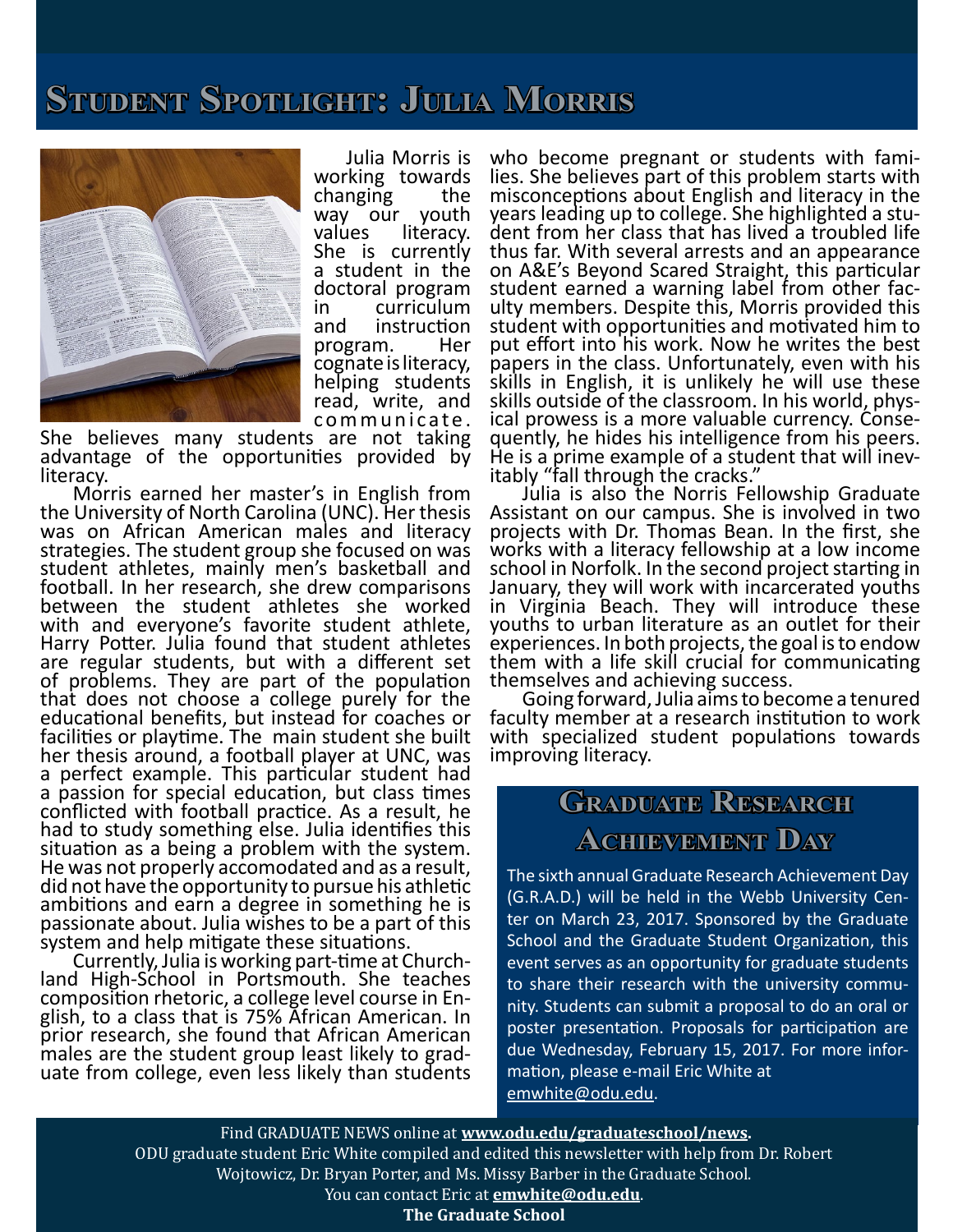# Student Spotlight: Julia Morris

Julia Morris is working towards changing the way our youth values literacy. She is currently a student in the doctoral program in curriculum and instruction program. Her cognate is literacy, helping students read, write, and communicate. She believes many students are not taking advantage of the opportunities provided by literacy.

Morris earned her master's in English from the University of North Carolina (UNC). Her thesis was on African American males and literacy strategies. The student group she focused on was student athletes, mainly men's basketball and football. In her research, she drew comparisons between the student athletes she worked with and everyone's favorite student athlete, Harry Potter. Julia found that student athletes are regular students, but with a different set of problems. They are part of the population that does not choose a college purely for the educational benefits, but instead for coaches or facilities or playtime. The main student she built her thesis around, a football player at UNC, was a perfect example. This particular student had a passion for special education, but class times conflicted with football practice. As a result, he had to study something else. Julia identifies this situation as a being a problem with the system. He was not properly accomodated and as a result, did not have the opportunity to pursue his athletic ambitions and earn a degree in something he is passionate about. Julia wishes to be a part of this system and help mitigate these situations.

Currently, Julia is working part-time at Churchland High-School in Portsmouth. She teaches composition rhetoric, a college level course in English, to a class that is 75% African American. In prior research, she found that African American males are the student group least likely to graduate from college, even less likely than students who become pregnant or students with families. She believes part of this problem starts with misconceptions about English and literacy in the years leading up to college. She highlighted a student from her class that has lived a troubled life thus far. With several arrests and an appearance on A&E's Beyond Scared Straight, this particular student earned a warning label from other faculty members. Despite this, Morris provided this student with opportunities and motivated him to put effort into his work. Now he writes the best papers in the class. Unfortunately, even with his skills in English, it is unlikely he will use these skills outside of the classroom. In his world, physical prowess is a more valuable currency. Consequently, he hides his intelligence from his peers. He is a prime example of a student that will inevitably "fall through the cracks."

Julia is also the Norris Fellowship Graduate Assistant on our campus. She is involved in two projects with Dr. Thomas Bean. In the first, she works with a literacy fellowship at a low income school in Norfolk. In the second project starting in January, they will work with incarcerated youths in Virginia Beach. They will introduce these youths to urban literature as an outlet for their experiences. In both projects, the goal is to endow them with a life skill crucial for communicating themselves and achieving success.

Going forward, Julia aims to become a tenured faculty member at a research institution to work with specialized student populations towards improving literacy.

## Graduate Research Achievement Day

The sixth annual Graduate Research Achievement Day (G.R.A.D.) will be held in the Webb University Center on March 23, 2017. Sponsored by the Graduate School and the Graduate Student Organization, this event serves as an opportunity for graduate students to share their research with the university community. Students can submit a proposal to do an oral or poster presentation. Proposals for participation are due Wednesday, February 15, 2017. For more information, please e-mail Eric White at emwhite@odu.edu.

Find GRADUATE NEWS online at **www.odu.edu/graduateschool/news.**
ODU graduate student Eric White compiled and edited this newsletter with help from Dr. Robert Wojtowicz, Dr. Bryan Porter, and Ms. Missy Barber in the Graduate School.
You can contact Eric at **emwhite@odu.edu**.
**The Graduate School**